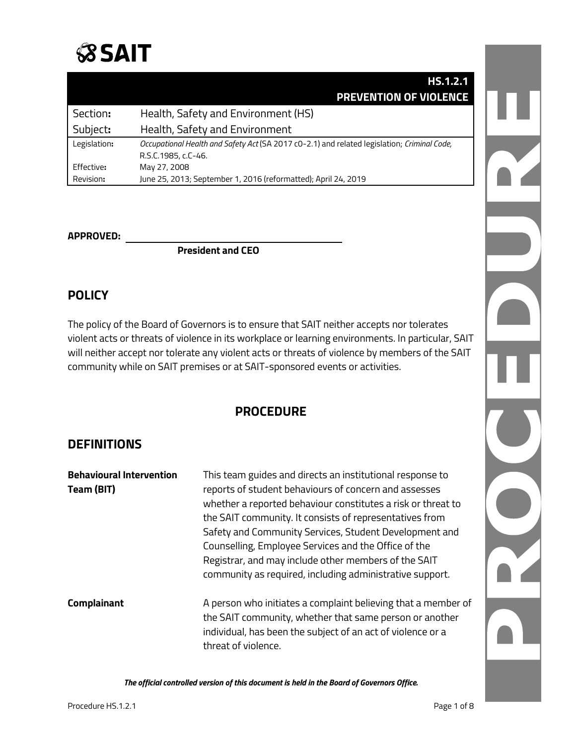**SAIT**

| | **HS.1.2.1 PREVENTION OF VIOLENCE** |
|---|---|
| Section**:** | Health, Safety and Environment (HS) |
| Subject**:** | Health, Safety and Environment |
| Legislation**:** | *Occupational Health and Safety Act* (SA 2017 cO-2.1) and related legislation; *Criminal Code,* R.S.C.1985, c.C-46. |
| Effective**:** | May 27, 2008 |
| Revision**:** | June 25, 2013; September 1, 2016 (reformatted); April 24, 2019 |

**APPROVED:** \_\_\_\_\_\_\_\_\_\_\_\_\_\_\_\_\_\_\_\_\_\_\_\_\_\_\_\_\_\_\_\_\_\_\_\_
**President and CEO**

## POLICY

The policy of the Board of Governors is to ensure that SAIT neither accepts nor tolerates violent acts or threats of violence in its workplace or learning environments. In particular, SAIT will neither accept nor tolerate any violent acts or threats of violence by members of the SAIT community while on SAIT premises or at SAIT-sponsored events or activities.

## PROCEDURE

## DEFINITIONS

**Behavioural Intervention Team (BIT)** — This team guides and directs an institutional response to reports of student behaviours of concern and assesses whether a reported behaviour constitutes a risk or threat to the SAIT community. It consists of representatives from Safety and Community Services, Student Development and Counselling, Employee Services and the Office of the Registrar, and may include other members of the SAIT community as required, including administrative support.

**Complainant** — A person who initiates a complaint believing that a member of the SAIT community, whether that same person or another individual, has been the subject of an act of violence or a threat of violence.

***The official controlled version of this document is held in the Board of Governors Office.***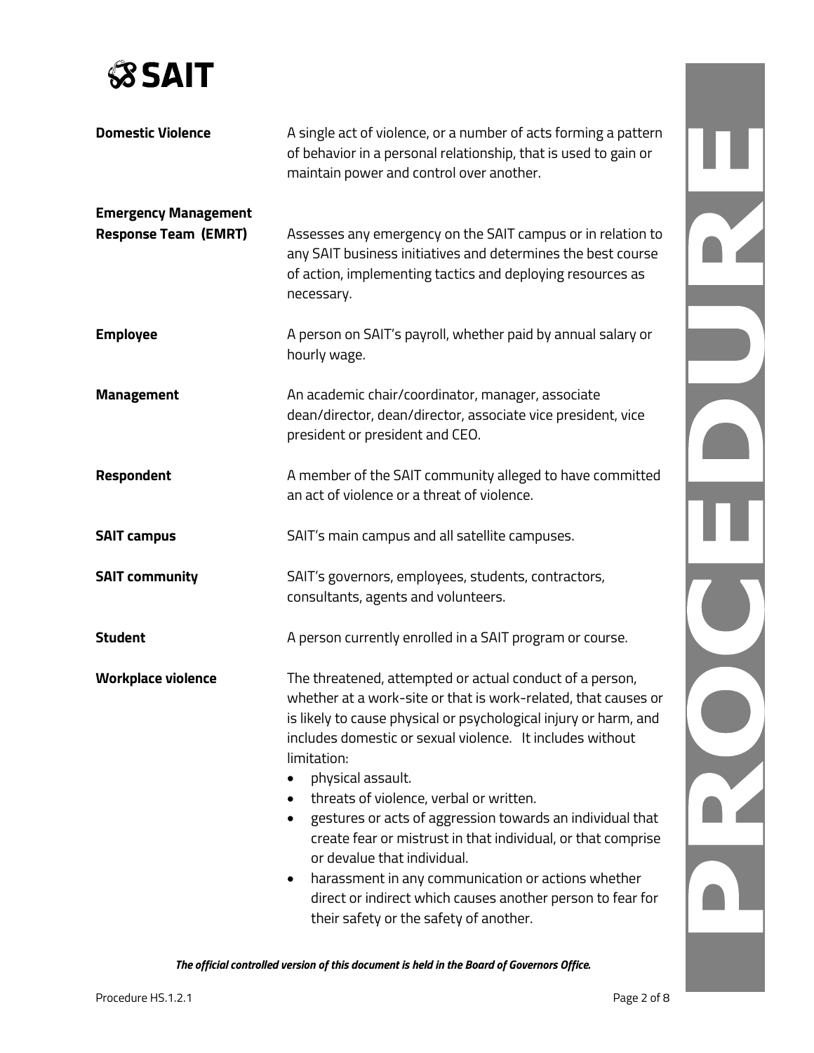**Domestic Violence** A single act of violence, or a number of acts forming a pattern of behavior in a personal relationship, that is used to gain or maintain power and control over another.

**Emergency Management Response Team (EMRT)** Assesses any emergency on the SAIT campus or in relation to any SAIT business initiatives and determines the best course of action, implementing tactics and deploying resources as necessary.

**Employee** A person on SAIT's payroll, whether paid by annual salary or hourly wage.

**Management** An academic chair/coordinator, manager, associate dean/director, dean/director, associate vice president, vice president or president and CEO.

**Respondent** A member of the SAIT community alleged to have committed an act of violence or a threat of violence.

**SAIT campus** SAIT's main campus and all satellite campuses.

**SAIT community** SAIT's governors, employees, students, contractors, consultants, agents and volunteers.

**Student** A person currently enrolled in a SAIT program or course.

**Workplace violence** The threatened, attempted or actual conduct of a person, whether at a work-site or that is work-related, that causes or is likely to cause physical or psychological injury or harm, and includes domestic or sexual violence. It includes without limitation:

- physical assault.
- threats of violence, verbal or written.
- gestures or acts of aggression towards an individual that create fear or mistrust in that individual, or that comprise or devalue that individual.
- harassment in any communication or actions whether direct or indirect which causes another person to fear for their safety or the safety of another.

***The official controlled version of this document is held in the Board of Governors Office.***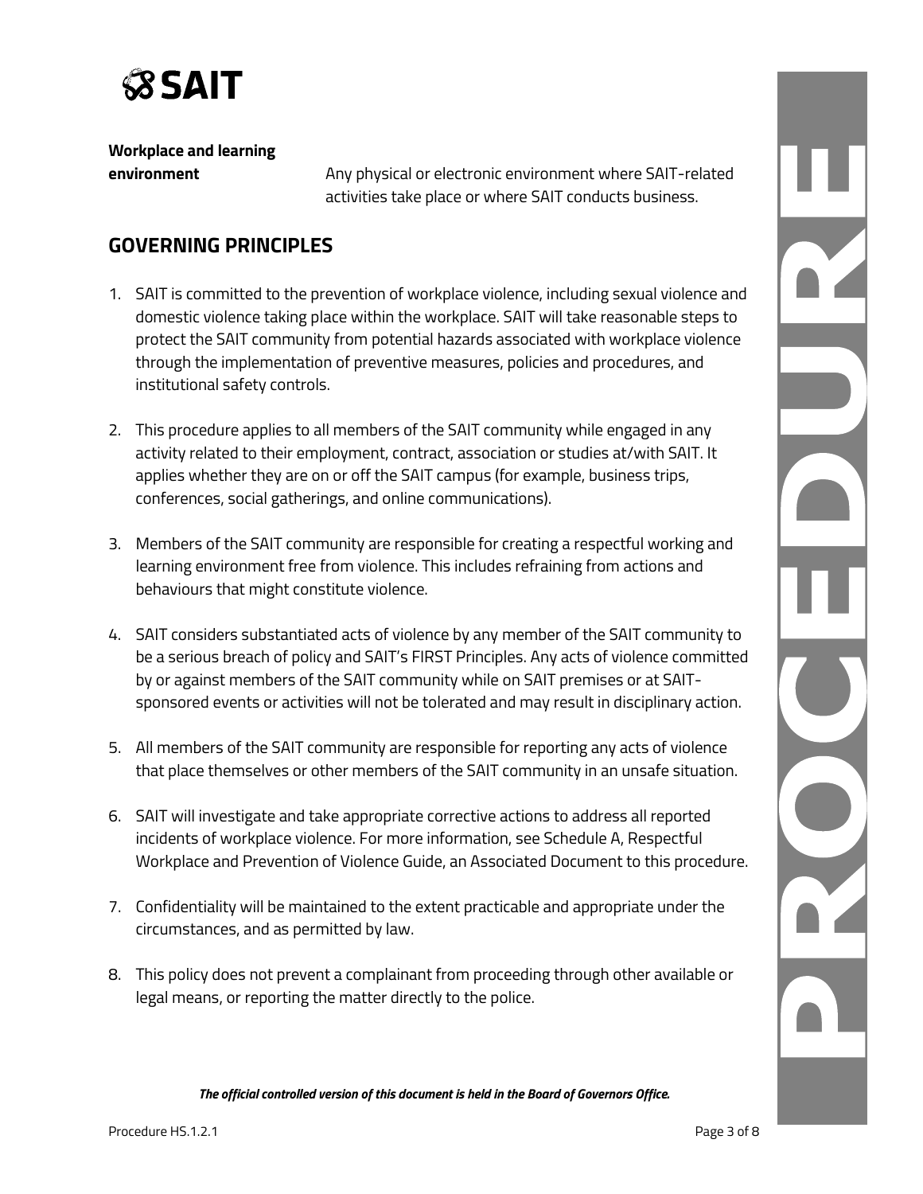**Workplace and learning environment** Any physical or electronic environment where SAIT-related activities take place or where SAIT conducts business.

## GOVERNING PRINCIPLES

1. SAIT is committed to the prevention of workplace violence, including sexual violence and domestic violence taking place within the workplace. SAIT will take reasonable steps to protect the SAIT community from potential hazards associated with workplace violence through the implementation of preventive measures, policies and procedures, and institutional safety controls.

2. This procedure applies to all members of the SAIT community while engaged in any activity related to their employment, contract, association or studies at/with SAIT. It applies whether they are on or off the SAIT campus (for example, business trips, conferences, social gatherings, and online communications).

3. Members of the SAIT community are responsible for creating a respectful working and learning environment free from violence. This includes refraining from actions and behaviours that might constitute violence.

4. SAIT considers substantiated acts of violence by any member of the SAIT community to be a serious breach of policy and SAIT's FIRST Principles. Any acts of violence committed by or against members of the SAIT community while on SAIT premises or at SAIT-sponsored events or activities will not be tolerated and may result in disciplinary action.

5. All members of the SAIT community are responsible for reporting any acts of violence that place themselves or other members of the SAIT community in an unsafe situation.

6. SAIT will investigate and take appropriate corrective actions to address all reported incidents of workplace violence. For more information, see Schedule A, Respectful Workplace and Prevention of Violence Guide, an Associated Document to this procedure.

7. Confidentiality will be maintained to the extent practicable and appropriate under the circumstances, and as permitted by law.

8. This policy does not prevent a complainant from proceeding through other available or legal means, or reporting the matter directly to the police.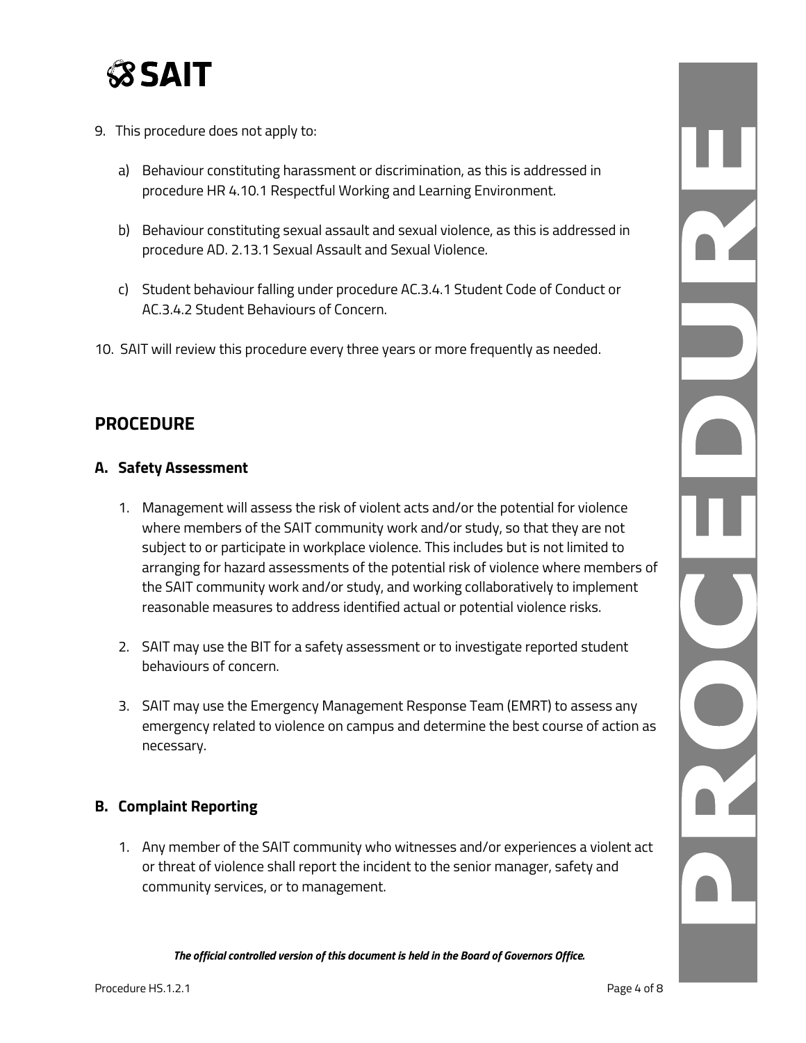9. This procedure does not apply to:

   a) Behaviour constituting harassment or discrimination, as this is addressed in procedure HR 4.10.1 Respectful Working and Learning Environment.

   b) Behaviour constituting sexual assault and sexual violence, as this is addressed in procedure AD. 2.13.1 Sexual Assault and Sexual Violence.

   c) Student behaviour falling under procedure AC.3.4.1 Student Code of Conduct or AC.3.4.2 Student Behaviours of Concern.

10. SAIT will review this procedure every three years or more frequently as needed.

## PROCEDURE

### A. Safety Assessment

1. Management will assess the risk of violent acts and/or the potential for violence where members of the SAIT community work and/or study, so that they are not subject to or participate in workplace violence. This includes but is not limited to arranging for hazard assessments of the potential risk of violence where members of the SAIT community work and/or study, and working collaboratively to implement reasonable measures to address identified actual or potential violence risks.

2. SAIT may use the BIT for a safety assessment or to investigate reported student behaviours of concern.

3. SAIT may use the Emergency Management Response Team (EMRT) to assess any emergency related to violence on campus and determine the best course of action as necessary.

### B. Complaint Reporting

1. Any member of the SAIT community who witnesses and/or experiences a violent act or threat of violence shall report the incident to the senior manager, safety and community services, or to management.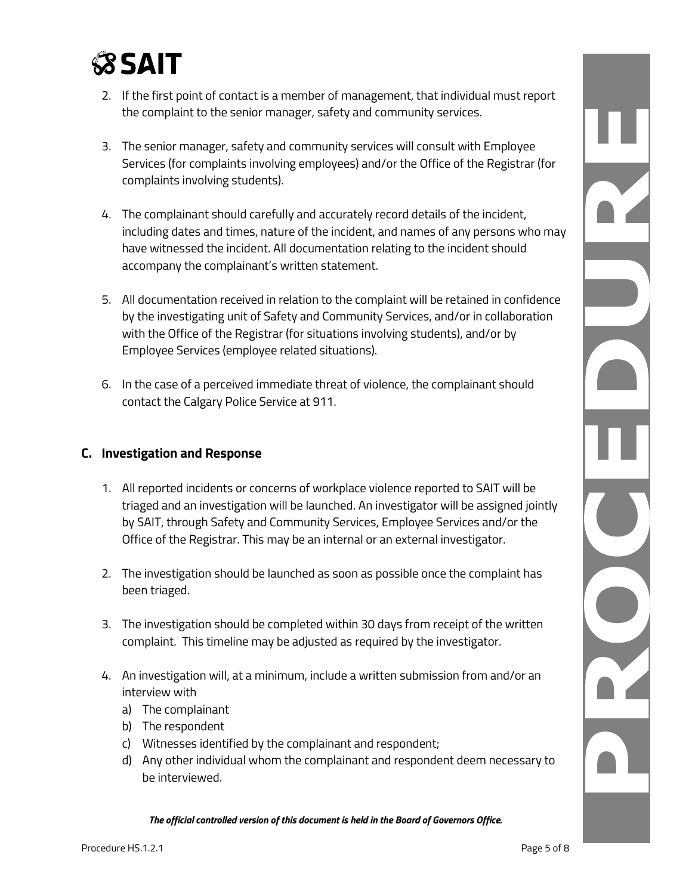2. If the first point of contact is a member of management, that individual must report the complaint to the senior manager, safety and community services.

3. The senior manager, safety and community services will consult with Employee Services (for complaints involving employees) and/or the Office of the Registrar (for complaints involving students).

4. The complainant should carefully and accurately record details of the incident, including dates and times, nature of the incident, and names of any persons who may have witnessed the incident. All documentation relating to the incident should accompany the complainant's written statement.

5. All documentation received in relation to the complaint will be retained in confidence by the investigating unit of Safety and Community Services, and/or in collaboration with the Office of the Registrar (for situations involving students), and/or by Employee Services (employee related situations).

6. In the case of a perceived immediate threat of violence, the complainant should contact the Calgary Police Service at 911.

## C. Investigation and Response

1. All reported incidents or concerns of workplace violence reported to SAIT will be triaged and an investigation will be launched. An investigator will be assigned jointly by SAIT, through Safety and Community Services, Employee Services and/or the Office of the Registrar. This may be an internal or an external investigator.

2. The investigation should be launched as soon as possible once the complaint has been triaged.

3. The investigation should be completed within 30 days from receipt of the written complaint. This timeline may be adjusted as required by the investigator.

4. An investigation will, at a minimum, include a written submission from and/or an interview with
   a) The complainant
   b) The respondent
   c) Witnesses identified by the complainant and respondent;
   d) Any other individual whom the complainant and respondent deem necessary to be interviewed.

***The official controlled version of this document is held in the Board of Governors Office.***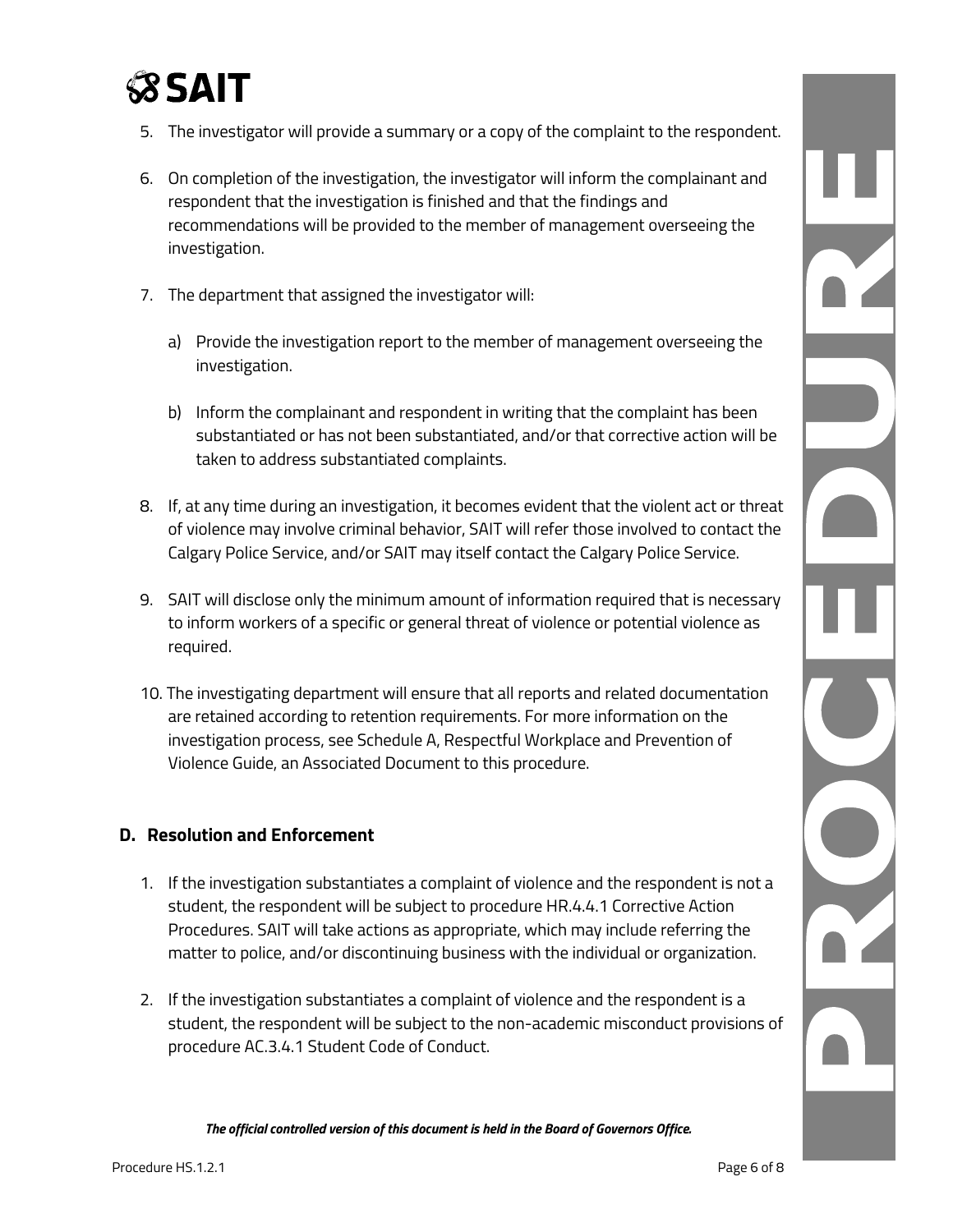5. The investigator will provide a summary or a copy of the complaint to the respondent.

6. On completion of the investigation, the investigator will inform the complainant and respondent that the investigation is finished and that the findings and recommendations will be provided to the member of management overseeing the investigation.

7. The department that assigned the investigator will:

   a) Provide the investigation report to the member of management overseeing the investigation.

   b) Inform the complainant and respondent in writing that the complaint has been substantiated or has not been substantiated, and/or that corrective action will be taken to address substantiated complaints.

8. If, at any time during an investigation, it becomes evident that the violent act or threat of violence may involve criminal behavior, SAIT will refer those involved to contact the Calgary Police Service, and/or SAIT may itself contact the Calgary Police Service.

9. SAIT will disclose only the minimum amount of information required that is necessary to inform workers of a specific or general threat of violence or potential violence as required.

10. The investigating department will ensure that all reports and related documentation are retained according to retention requirements. For more information on the investigation process, see Schedule A, Respectful Workplace and Prevention of Violence Guide, an Associated Document to this procedure.

## D. Resolution and Enforcement

1. If the investigation substantiates a complaint of violence and the respondent is not a student, the respondent will be subject to procedure HR.4.4.1 Corrective Action Procedures. SAIT will take actions as appropriate, which may include referring the matter to police, and/or discontinuing business with the individual or organization.

2. If the investigation substantiates a complaint of violence and the respondent is a student, the respondent will be subject to the non-academic misconduct provisions of procedure AC.3.4.1 Student Code of Conduct.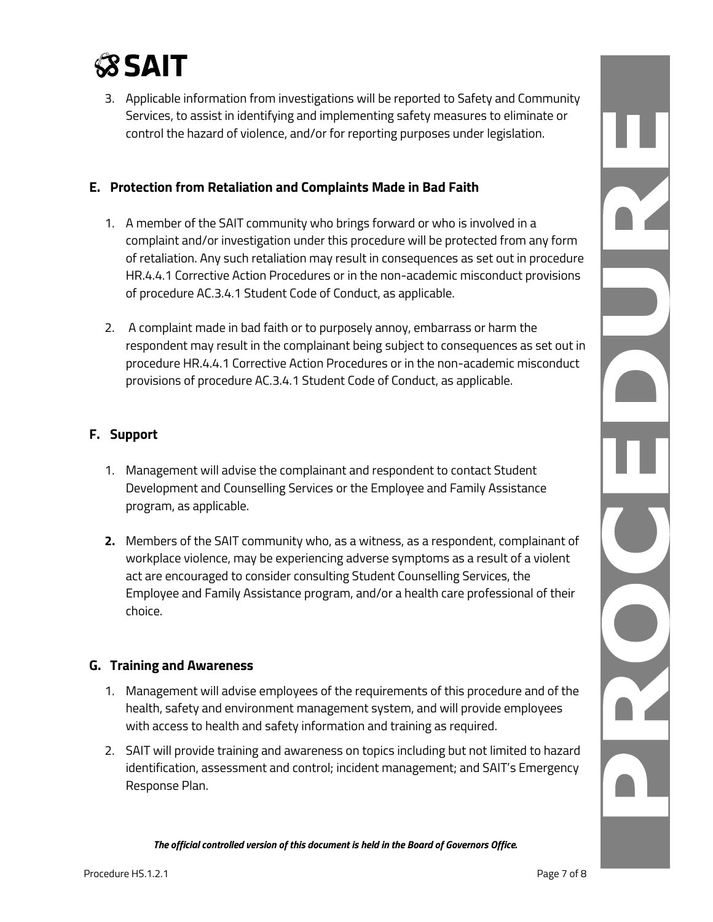3. Applicable information from investigations will be reported to Safety and Community Services, to assist in identifying and implementing safety measures to eliminate or control the hazard of violence, and/or for reporting purposes under legislation.

## E. Protection from Retaliation and Complaints Made in Bad Faith

1. A member of the SAIT community who brings forward or who is involved in a complaint and/or investigation under this procedure will be protected from any form of retaliation. Any such retaliation may result in consequences as set out in procedure HR.4.4.1 Corrective Action Procedures or in the non-academic misconduct provisions of procedure AC.3.4.1 Student Code of Conduct, as applicable.

2. A complaint made in bad faith or to purposely annoy, embarrass or harm the respondent may result in the complainant being subject to consequences as set out in procedure HR.4.4.1 Corrective Action Procedures or in the non-academic misconduct provisions of procedure AC.3.4.1 Student Code of Conduct, as applicable.

## F. Support

1. Management will advise the complainant and respondent to contact Student Development and Counselling Services or the Employee and Family Assistance program, as applicable.

2. Members of the SAIT community who, as a witness, as a respondent, complainant of workplace violence, may be experiencing adverse symptoms as a result of a violent act are encouraged to consider consulting Student Counselling Services, the Employee and Family Assistance program, and/or a health care professional of their choice.

## G. Training and Awareness

1. Management will advise employees of the requirements of this procedure and of the health, safety and environment management system, and will provide employees with access to health and safety information and training as required.

2. SAIT will provide training and awareness on topics including but not limited to hazard identification, assessment and control; incident management; and SAIT's Emergency Response Plan.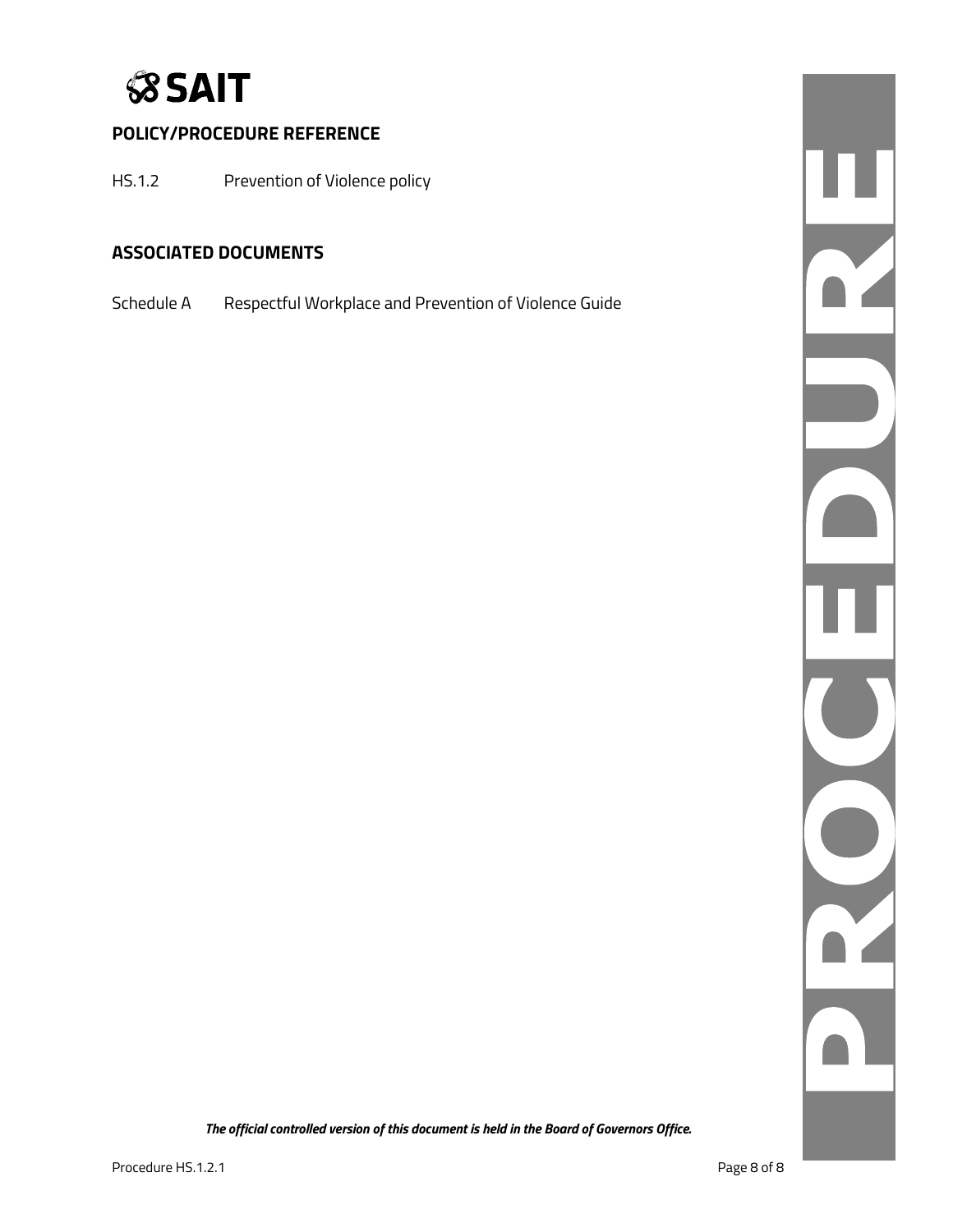## POLICY/PROCEDURE REFERENCE

HS.1.2 Prevention of Violence policy

## ASSOCIATED DOCUMENTS

Schedule A Respectful Workplace and Prevention of Violence Guide

***The official controlled version of this document is held in the Board of Governors Office.***